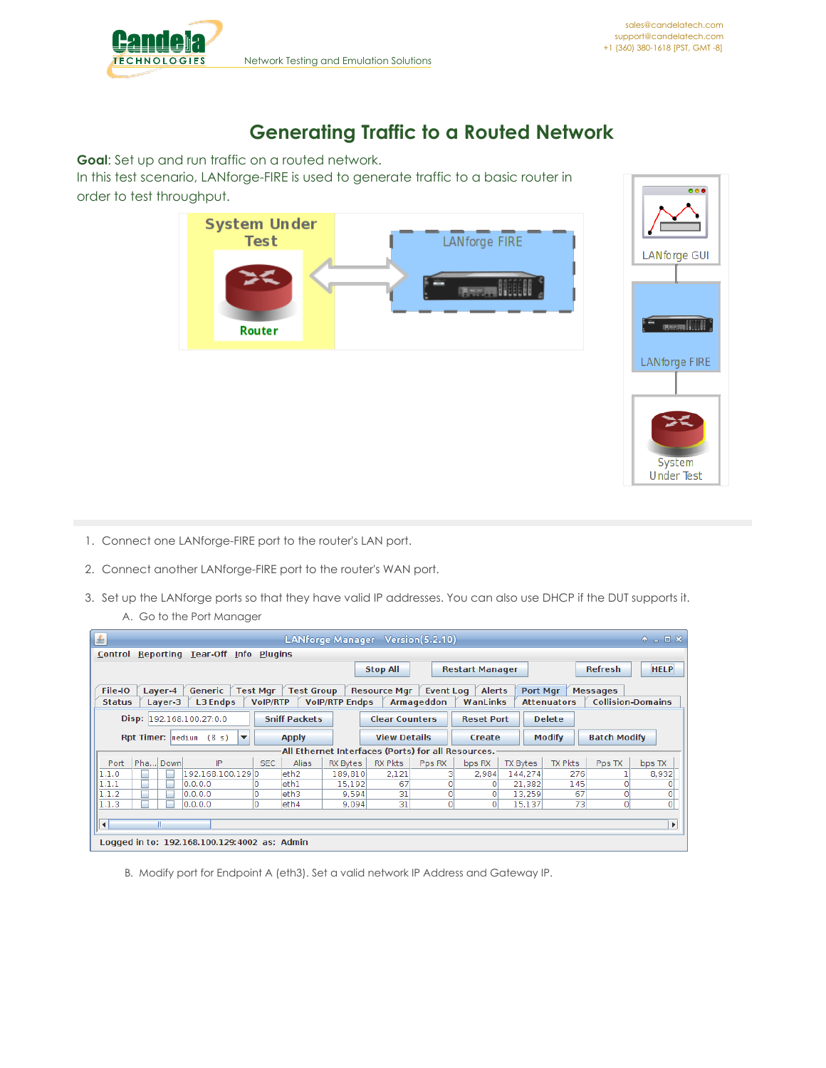# Generating Traffic to a Routed Network

**Goal**: Set up and run traffic on a routed network.

In this test scenario, LANforge-FIRE is used to generate traffic to a basic router in order to test throughput.

1. Connect one LANforge-FIRE port to the router's LAN port.
2. Connect another LANforge-FIRE port to the router's WAN port.
3. Set up the LANforge ports so that they have valid IP addresses. You can also use DHCP if the DUT supports it.
   A. Go to the Port Manager

   B. Modify port for Endpoint A (eth3). Set a valid network IP Address and Gateway IP.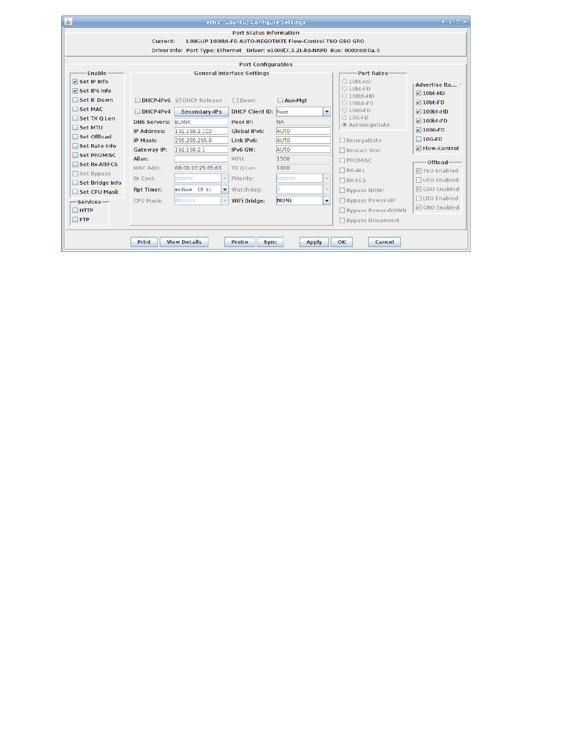eth3 (ubuntu) Configure Settings

**Port Status Information**

Current: LINK-UP 1000bt-FD AUTO-NEGOTIATE Flow-Control TSO GSO GRO

Driver Info: Port Type: Ethernet Driver: e1000(7.3.21-k8-NAPI) Bus: 0000:00:0a.0

**Port Configurables**

**Enable**

- [x] Set IP Info
- [x] Set IP6 Info
- [ ] Set IF Down
- [ ] Set MAC
- [ ] Set TX Q Len
- [ ] Set MTU
- [ ] Set Offload
- [ ] Set Rate Info
- [ ] Set PROMISC
- [ ] Set Rx-All/FCS
- [ ] Set Bypass
- [ ] Set Bridge Info
- [ ] Set CPU Mask

**Services**

- [ ] HTTP
- [ ] FTP

**General Interface Settings**

- [ ] DHCP-IPv6
- [x] DHCP Release
- [ ] Down
- [ ] Aux-Mgt
- [ ] DHCP-IPv4

Secondary-IPs

| | | | |
|---|---|---|---|
| DHCP Client ID: | None | | |
| DNS Servers: | BLANK | Peer IP: | NA |
| IP Address: | 192.168.2.102 | Global IPv6: | AUTO |
| IP Mask: | 255.255.255.0 | Link IPv6: | AUTO |
| Gateway IP: | 192.168.2.1 | IPv6 GW: | AUTO |
| Alias: | | MTU: | 1500 |
| MAC Addr: | 08:00:27:25:65:63 | TX Q Len | 1000 |
| Br Cost: | Ignore | Priority: | Ignore |
| Rpt Timer: | medium (8 s) | Watchdog: | 0 |
| CPU Mask: | NO-SET | WiFi Bridge: | NONE |

**Port Rates**

- ( ) 10bt-HD
- ( ) 10bt-FD
- ( ) 100bt-HD
- ( ) 100bt-FD
- ( ) 1000-FD
- ( ) 10G-FD
- (•) Autonegotiate

- [ ] Renegotiate
- [ ] Restart Xcvr
- [ ] PROMISC
- [ ] RX-ALL
- [ ] RX-FCS
- [ ] Bypass NOW!
- [ ] Bypass Power-UP
- [ ] Bypass Power-DOWN
- [ ] Bypass Disconnect

**Advertise Ra...**

- [x] 10bt-HD
- [x] 10bt-FD
- [x] 100bt-HD
- [x] 100bt-FD
- [x] 1000-FD
- [ ] 10G-FD
- [x] Flow-Control

**Offload**

- [x] TSO Enabled
- [ ] UFO Enabled
- [x] GSO Enabled
- [ ] LRO Enabled
- [x] GRO Enabled

Print | View Details | Probe | Sync | Apply | OK | Cancel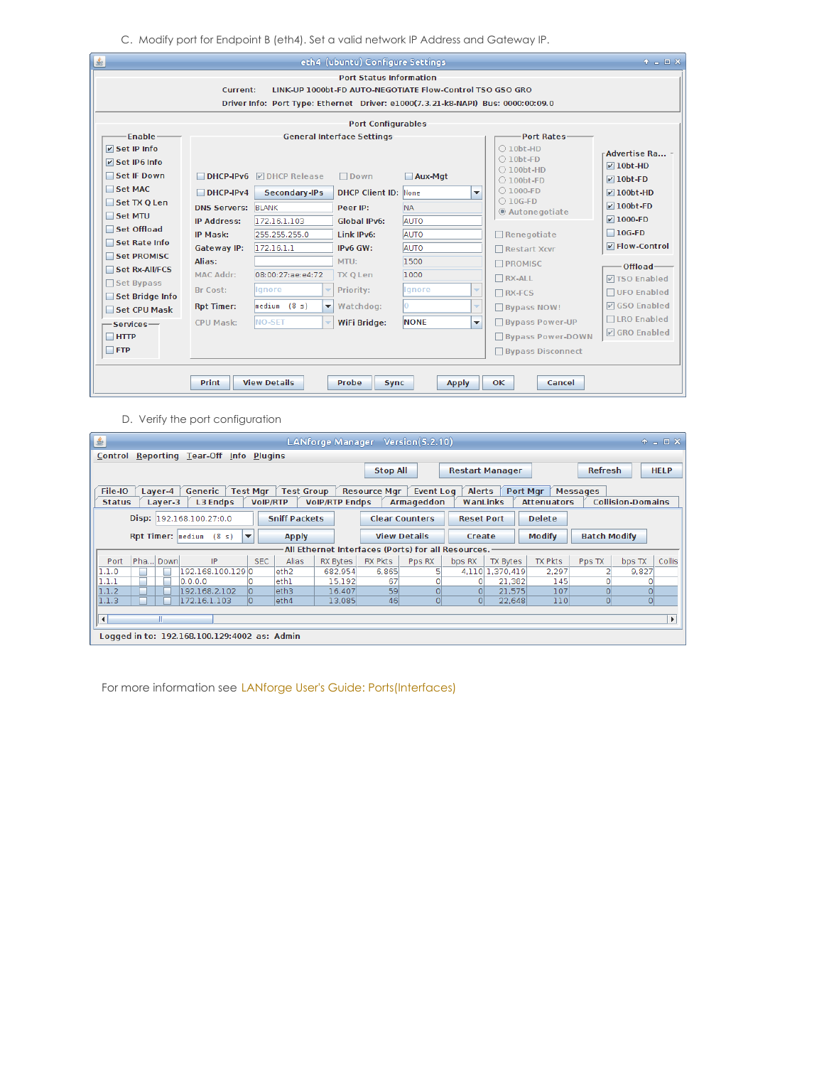C. Modify port for Endpoint B (eth4). Set a valid network IP Address and Gateway IP.

eth4 (ubuntu) Configure Settings

Port Status Information

Current: LINK-UP 1000bt-FD AUTO-NEGOTIATE Flow-Control TSO GSO GRO

Driver Info: Port Type: Ethernet Driver: e1000(7.3.21-k8-NAPI) Bus: 0000:00:09.0

Port Configurables

Enable: Set IP Info, Set IP6 Info, Set IF Down, Set MAC, Set TX Q Len, Set MTU, Set Offload, Set Rate Info, Set PROMISC, Set Rx-All/FCS, Set Bypass, Set Bridge Info, Set CPU Mask

Services: HTTP, FTP

General Interface Settings

DHCP-IPv6 | DHCP Release | Down | Aux-Mgt

DHCP-IPv4 | Secondary-IPs | DHCP Client ID: None

DNS Servers: BLANK | Peer IP: NA

IP Address: 172.16.1.103 | Global IPv6: AUTO

IP Mask: 255.255.255.0 | Link IPv6: AUTO

Gateway IP: 172.16.1.1 | IPv6 GW: AUTO

Alias: | MTU: 1500

MAC Addr: 08:00:27:ae:e4:72 | TX Q Len: 1000

Br Cost: Ignore | Priority: Ignore

Rpt Timer: medium (8 s) | Watchdog: 0

CPU Mask: NO-SET | WiFi Bridge: NONE

Port Rates: 10bt-HD, 10bt-FD, 100bt-HD, 100bt-FD, 1000-FD, 10G-FD, Autonegotiate

Renegotiate, Restart Xcvr, PROMISC, RX-ALL, RX-FCS, Bypass NOW!, Bypass Power-UP, Bypass Power-DOWN, Bypass Disconnect

Advertise Ra...: 10bt-HD, 10bt-FD, 100bt-HD, 100bt-FD, 1000-FD, 10G-FD, Flow-Control

Offload: TSO Enabled, UFO Enabled, GSO Enabled, LRO Enabled, GRO Enabled

Print | View Details | Probe | Sync | Apply | OK | Cancel

D. Verify the port configuration

LANforge Manager Version(5.2.10)

Control Reporting Tear-Off Info Plugins

Stop All | Restart Manager | Refresh | HELP

File-IO | Layer-4 | Generic | Test Mgr | Test Group | Resource Mgr | Event Log | Alerts | Port Mgr | Messages

Status | Layer-3 | L3 Endps | VoIP/RTP | VoIP/RTP Endps | Armageddon | WanLinks | Attenuators | Collision-Domains

Disp: 192.168.100.27:0.0 | Sniff Packets | Clear Counters | Reset Port | Delete

Rpt Timer: medium (8 s) | Apply | View Details | Create | Modify | Batch Modify

All Ethernet Interfaces (Ports) for all Resources.

| Port | Pha... | Down | IP | SEC | Alias | RX Bytes | RX Pkts | Pps RX | bps RX | TX Bytes | TX Pkts | Pps TX | bps TX | Collis |
|---|---|---|---|---|---|---|---|---|---|---|---|---|---|---|
| 1.1.0 | | | 192.168.100.129 | 0 | eth2 | 682,954 | 6,865 | 5 | 4,110 | 1,370,419 | 2,297 | 2 | 9,827 | |
| 1.1.1 | | | 0.0.0.0 | 0 | eth1 | 15,192 | 67 | 0 | 0 | 21,382 | 145 | 0 | 0 | |
| 1.1.2 | | | 192.168.2.102 | 0 | eth3 | 16,407 | 59 | 0 | 0 | 21,575 | 107 | 0 | 0 | |
| 1.1.3 | | | 172.16.1.103 | 0 | eth4 | 13,085 | 46 | 0 | 0 | 22,648 | 110 | 0 | 0 | |

Logged in to: 192.168.100.129:4002 as: Admin

For more information see LANforge User's Guide: Ports(Interfaces)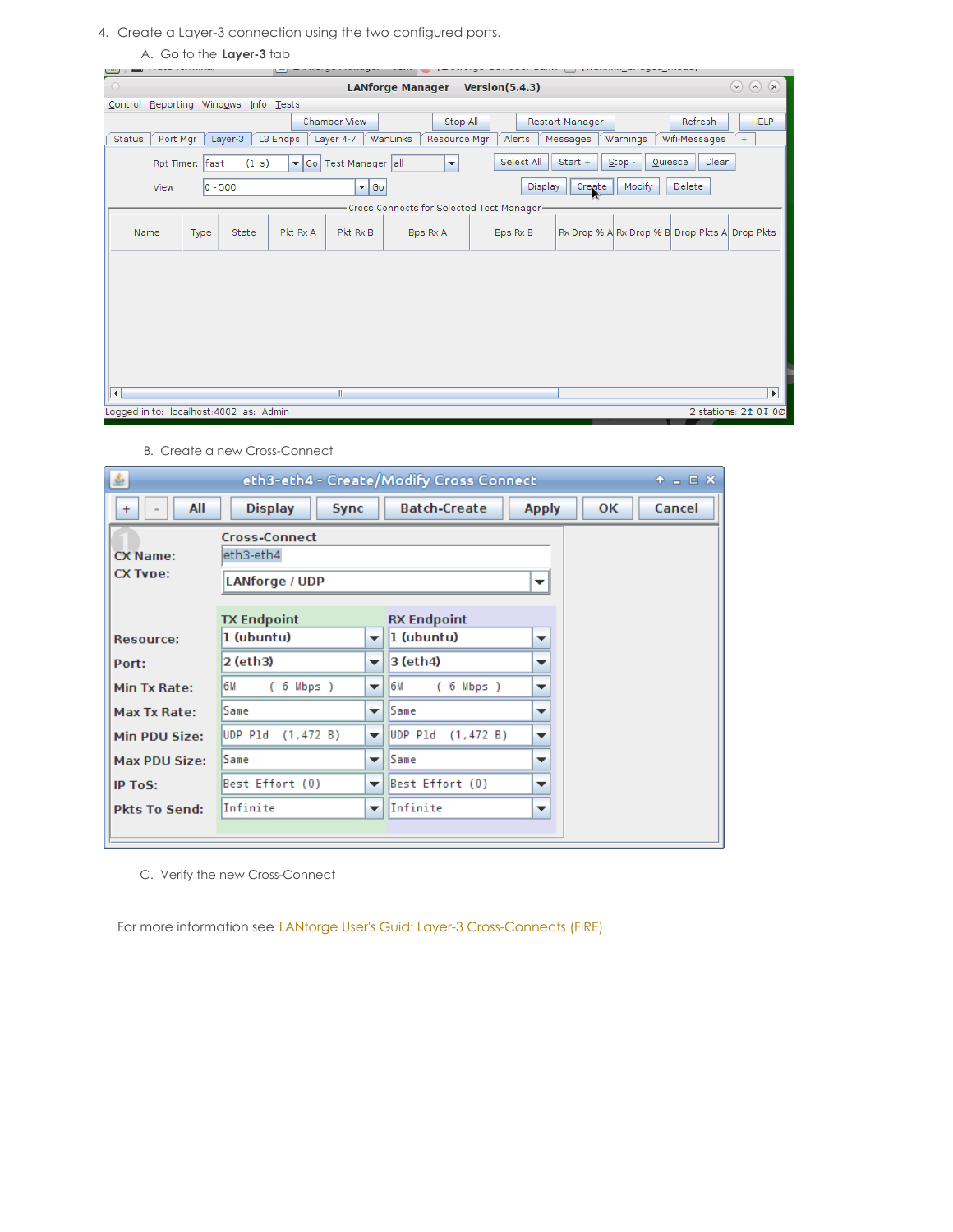4. Create a Layer-3 connection using the two configured ports.
   A. Go to the **Layer-3** tab

   B. Create a new Cross-Connect

   C. Verify the new Cross-Connect

For more information see LANforge User's Guid: Layer-3 Cross-Connects (FIRE)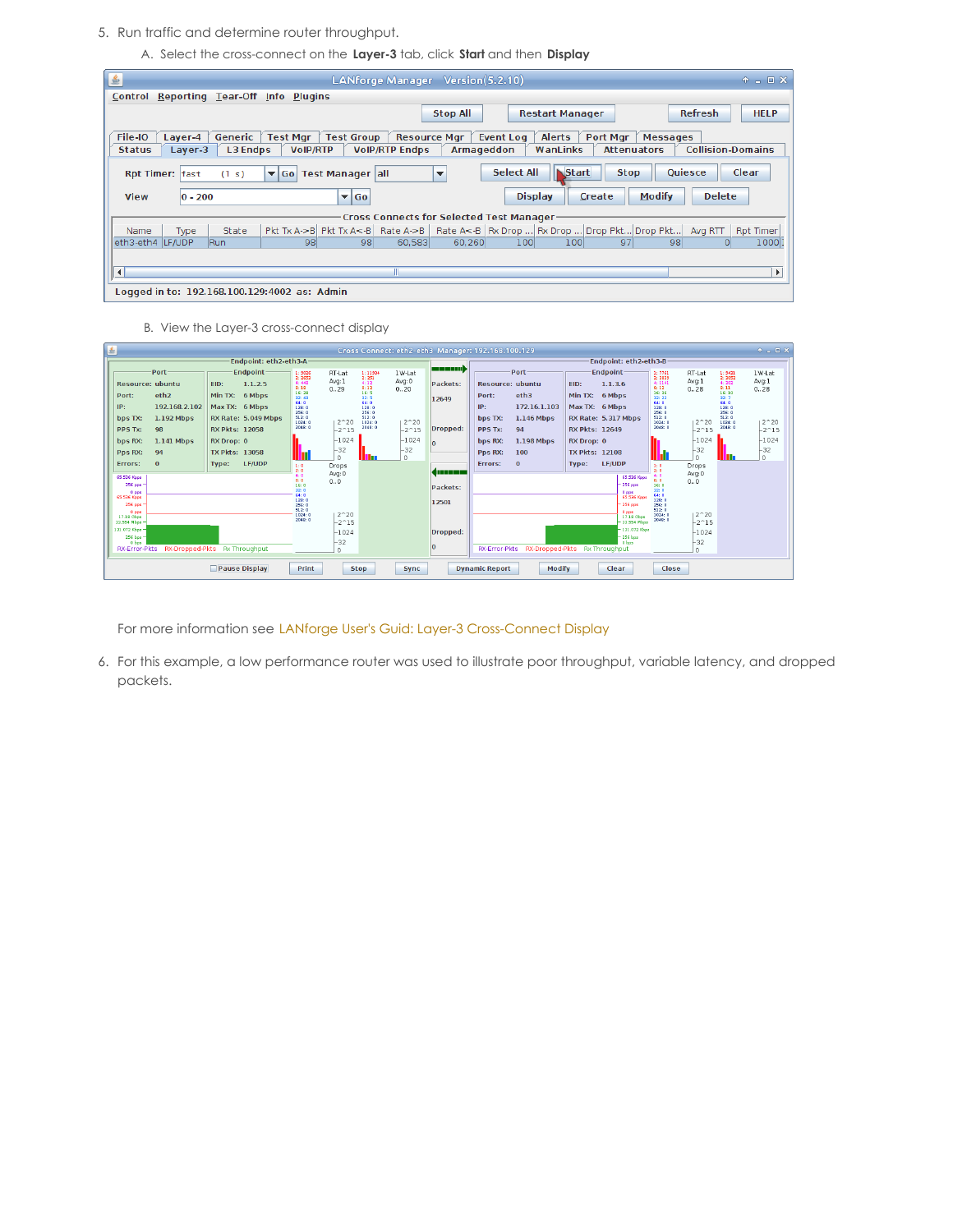5. Run traffic and determine router throughput.

   A. Select the cross-connect on the **Layer-3** tab, click **Start** and then **Display**

   B. View the Layer-3 cross-connect display

   For more information see LANforge User's Guid: Layer-3 Cross-Connect Display

6. For this example, a low performance router was used to illustrate poor throughput, variable latency, and dropped packets.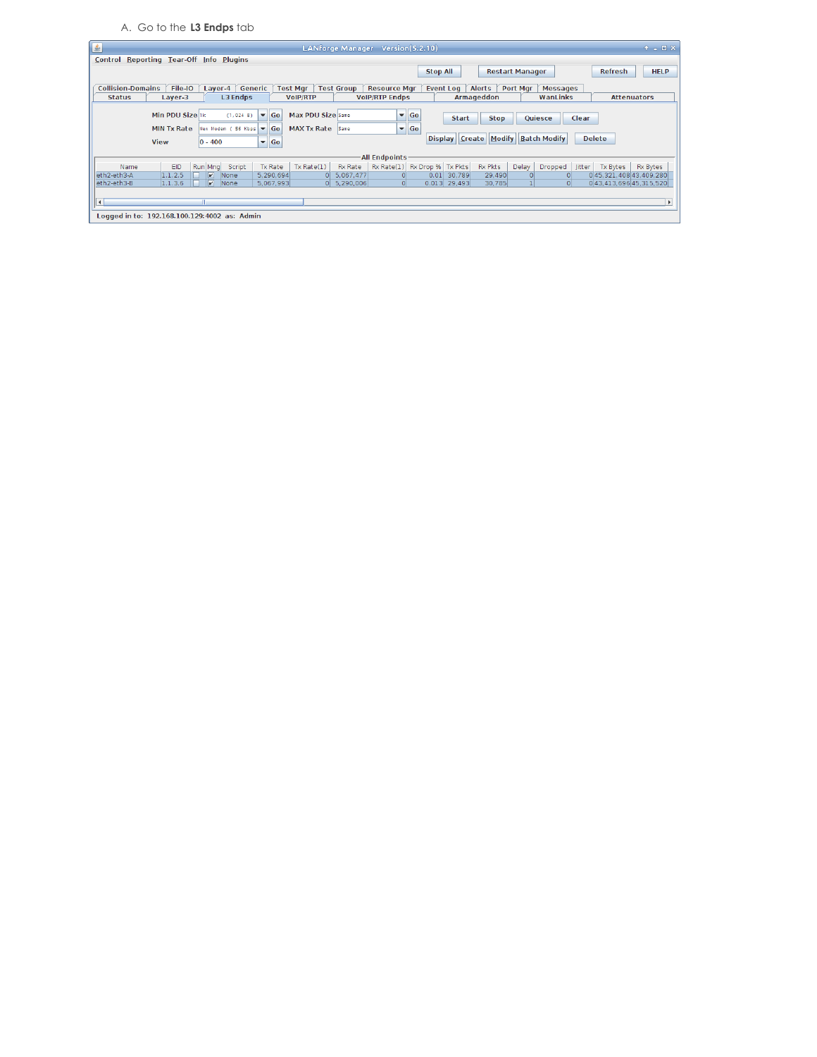A. Go to the **L3 Endps** tab

LANforge Manager Version(5.2.10)

Control Reporting Tear-Off Info Plugins

Stop All | Restart Manager | Refresh | HELP

Collision-Domains | File-IO | Layer-4 | Generic | Test Mgr | Test Group | Resource Mgr | Event Log | Alerts | Port Mgr | Messages

Status | Layer-3 | L3 Endps | VoIP/RTP | VoIP/RTP Endps | Armageddon | WanLinks | Attenuators

Min PDU Size: 1k (1,024 B) Go | Max PDU Size: Same Go

MIN Tx Rate: New Modem (56 Kbps) Go | MAX Tx Rate: Same Go

View: 0 - 400 Go

Start | Stop | Quiesce | Clear

Display | Create | Modify | Batch Modify | Delete

All Endpoints

| Name | EID | Run | Mng | Script | Tx Rate | Tx Rate(1) | Rx Rate | Rx Rate(1) | Rx Drop % | Tx Pkts | Rx Pkts | Delay | Dropped | Jitter | Tx Bytes | Rx Bytes |
|---|---|---|---|---|---|---|---|---|---|---|---|---|---|---|---|---|
| eth2-eth3-A | 1.1.2.5 | ☐ | ☑ | None | 5,290,694 | 0 | 5,067,477 | 0 | 0.01 | 30,789 | 29,490 | 0 | 0 | 0 | 45,321,408 | 43,409,280 |
| eth2-eth3-B | 1.1.3.6 | ☐ | ☑ | None | 5,067,993 | 0 | 5,290,006 | 0 | 0.013 | 29,493 | 30,785 | 1 | 0 | 0 | 43,413,696 | 45,315,520 |

Logged in to: 192.168.100.129:4002 as: Admin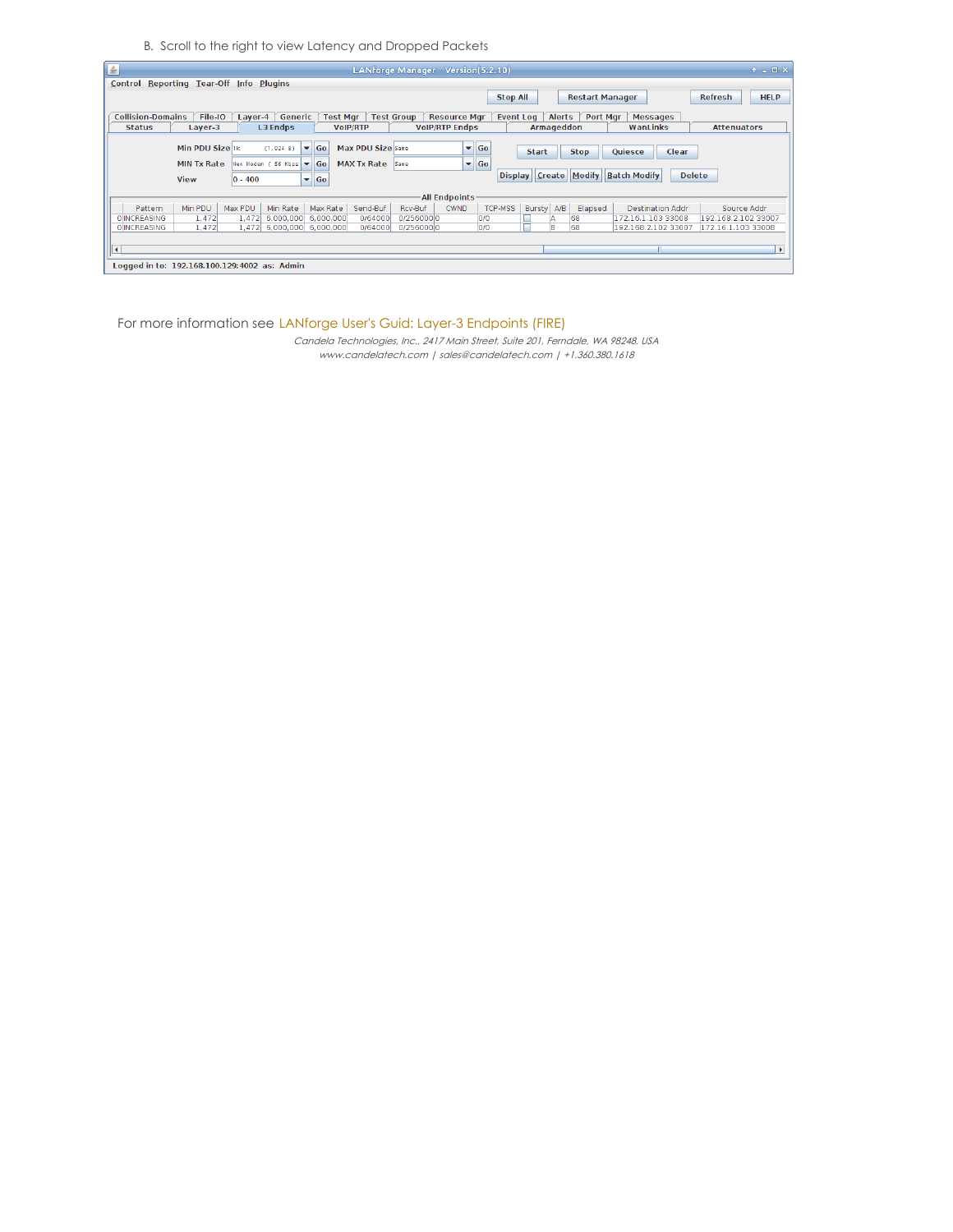B. Scroll to the right to view Latency and Dropped Packets

| LANforge Manager Version(5.2.10) |
|---|
| Control Reporting Tear-Off Info Plugins |
| Stop All · Restart Manager · Refresh · HELP |
| Collision-Domains · File-IO · Layer-4 · Generic · Test Mgr · Test Group · Resource Mgr · Event Log · Alerts · Port Mgr · Messages |
| Status · Layer-3 · L3 Endps · VoIP/RTP · VoIP/RTP Endps · Armageddon · WanLinks · Attenuators |
| Min PDU Size: 1k (1,024 B) · Go · Max PDU Size: Same · Go |
| MIN Tx Rate: Non Modem (56 Kbps) · Go · MAX Tx Rate: Same · Go |
| View: 0 - 400 · Go |
| Start · Stop · Quiesce · Clear |
| Display · Create · Modify · Batch Modify · Delete |

All Endpoints

| | Pattern | Min PDU | Max PDU | Min Rate | Max Rate | Send-Buf | Rcv-Buf | CWND | TCP-MSS | Bursty | A/B | Elapsed | Destination Addr | Source Addr |
|---|---|---|---|---|---|---|---|---|---|---|---|---|---|---|
| 0 | INCREASING | 1,472 | 1,472 | 6,000,000 | 6,000,000 | 0/64000 | 0/256000 | 0 | 0/0 | ☐ | A | 68 | 172.16.1.103 33008 | 192.168.2.102 33007 |
| 0 | INCREASING | 1,472 | 1,472 | 6,000,000 | 6,000,000 | 0/64000 | 0/256000 | 0 | 0/0 | ☐ | B | 68 | 192.168.2.102 33007 | 172.16.1.103 33008 |

Logged in to: 192.168.100.129:4002 as: Admin

For more information see LANforge User's Guid: Layer-3 Endpoints (FIRE)

*Candela Technologies, Inc., 2417 Main Street, Suite 201, Ferndale, WA 98248, USA*
*www.candelatech.com | sales@candelatech.com | +1.360.380.1618*